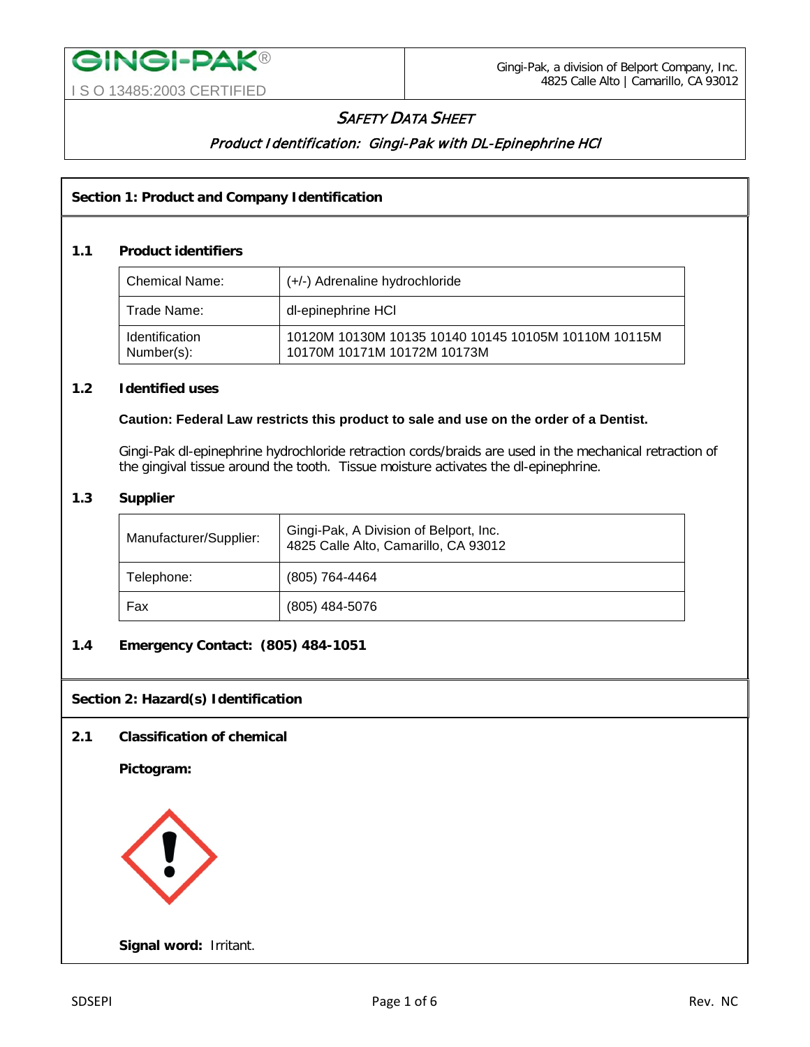GINGI-PAK®

I S O 13485:2003 CERTIFIED

Gingi-Pak, a division of Belport Company, Inc.
4825 Calle Alto | Camarillo, CA 93012

# *SAFETY DATA SHEET*

## *Product Identification: Gingi-Pak with DL-Epinephrine HCl*

## Section 1: Product and Company Identification

### 1.1 Product identifiers

| Chemical Name: | (+/-) Adrenaline hydrochloride |
|---|---|
| Trade Name: | dl-epinephrine HCl |
| Identification Number(s): | 10120M 10130M 10135 10140 10145 10105M 10110M 10115M 10170M 10171M 10172M 10173M |

### 1.2 Identified uses

**Caution: Federal Law restricts this product to sale and use on the order of a Dentist.**

Gingi-Pak dl-epinephrine hydrochloride retraction cords/braids are used in the mechanical retraction of the gingival tissue around the tooth. Tissue moisture activates the dl-epinephrine.

### 1.3 Supplier

| Manufacturer/Supplier: | Gingi-Pak, A Division of Belport, Inc.<br>4825 Calle Alto, Camarillo, CA 93012 |
|---|---|
| Telephone: | (805) 764-4464 |
| Fax | (805) 484-5076 |

### 1.4 Emergency Contact: (805) 484-1051

## Section 2: Hazard(s) Identification

### 2.1 Classification of chemical

**Pictogram:**

**Signal word:** Irritant.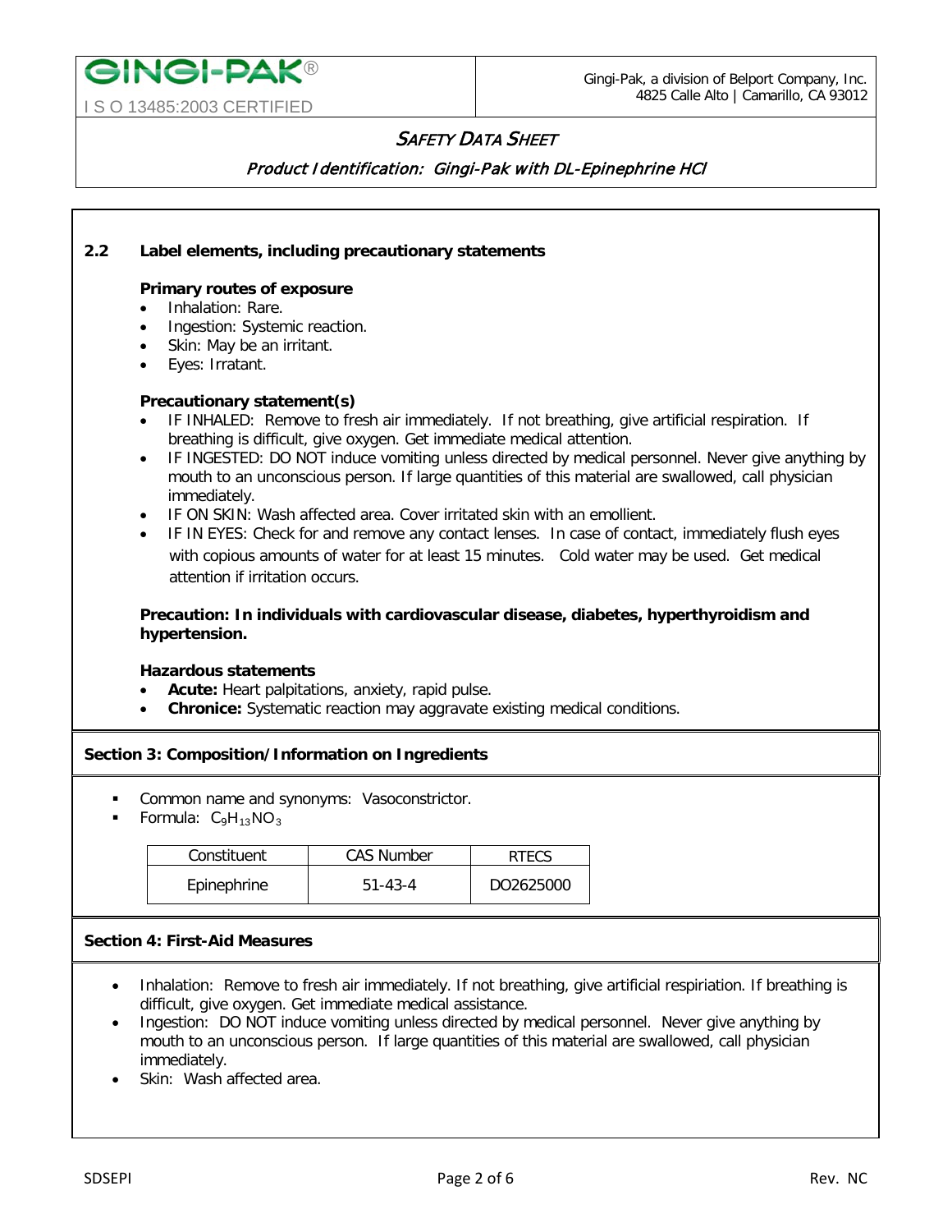### 2.2 Label elements, including precautionary statements

**Primary routes of exposure**

- Inhalation: Rare.
- Ingestion: Systemic reaction.
- Skin: May be an irritant.
- Eyes: Irratant.

**Precautionary statement(s)**

- IF INHALED: Remove to fresh air immediately. If not breathing, give artificial respiration. If breathing is difficult, give oxygen. Get immediate medical attention.
- IF INGESTED: DO NOT induce vomiting unless directed by medical personnel. Never give anything by mouth to an unconscious person. If large quantities of this material are swallowed, call physician immediately.
- IF ON SKIN: Wash affected area. Cover irritated skin with an emollient.
- IF IN EYES: Check for and remove any contact lenses. In case of contact, immediately flush eyes with copious amounts of water for at least 15 minutes. Cold water may be used. Get medical attention if irritation occurs.

**Precaution: In individuals with cardiovascular disease, diabetes, hyperthyroidism and hypertension.**

**Hazardous statements**

- **Acute:** Heart palpitations, anxiety, rapid pulse.
- **Chronice:** Systematic reaction may aggravate existing medical conditions.

## Section 3: Composition/Information on Ingredients

- Common name and synonyms: Vasoconstrictor.
- Formula: $C_9H_{13}NO_3$

| Constituent | CAS Number | RTECS |
|---|---|---|
| Epinephrine | 51-43-4 | DO2625000 |

## Section 4: First-Aid Measures

- Inhalation: Remove to fresh air immediately. If not breathing, give artificial respiriation. If breathing is difficult, give oxygen. Get immediate medical assistance.
- Ingestion: DO NOT induce vomiting unless directed by medical personnel. Never give anything by mouth to an unconscious person. If large quantities of this material are swallowed, call physician immediately.
- Skin: Wash affected area.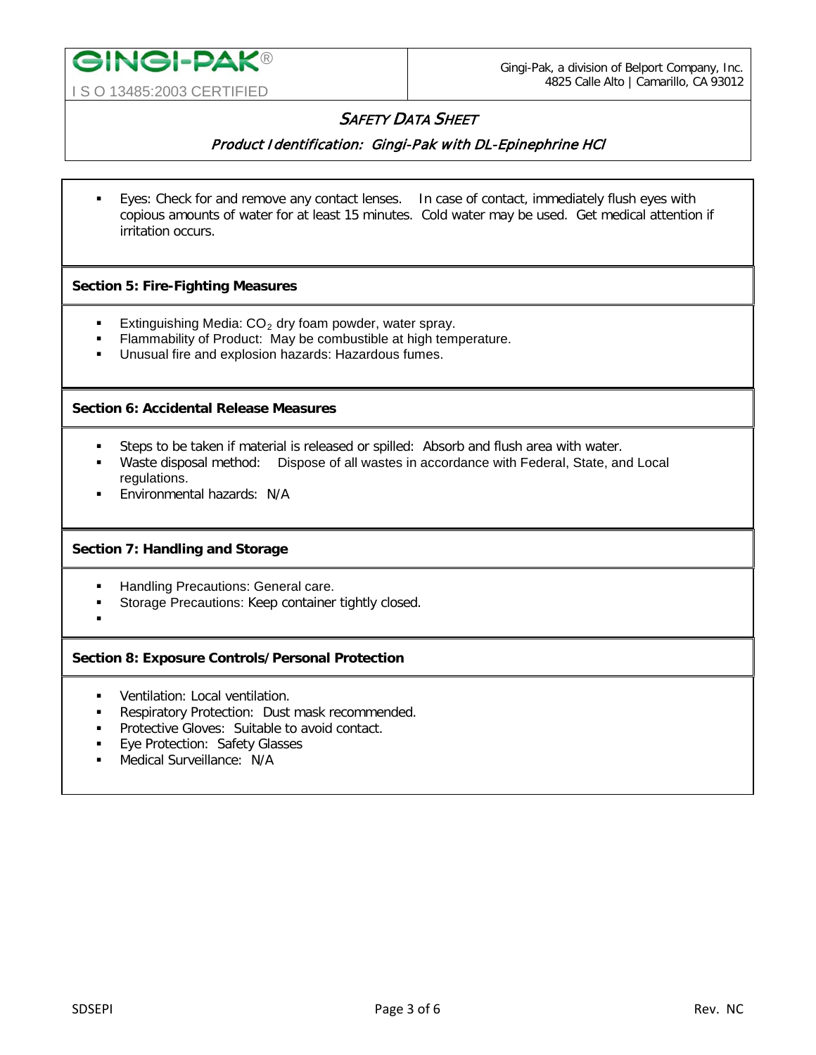- Eyes: Check for and remove any contact lenses. In case of contact, immediately flush eyes with copious amounts of water for at least 15 minutes. Cold water may be used. Get medical attention if irritation occurs.

## Section 5: Fire-Fighting Measures

- Extinguishing Media: $CO_2$ dry foam powder, water spray.
- Flammability of Product: May be combustible at high temperature.
- Unusual fire and explosion hazards: Hazardous fumes.

## Section 6: Accidental Release Measures

- Steps to be taken if material is released or spilled: Absorb and flush area with water.
- Waste disposal method: Dispose of all wastes in accordance with Federal, State, and Local regulations.
- Environmental hazards: N/A

## Section 7: Handling and Storage

- Handling Precautions: General care.
- Storage Precautions: Keep container tightly closed.

## Section 8: Exposure Controls/Personal Protection

- Ventilation: Local ventilation.
- Respiratory Protection: Dust mask recommended.
- Protective Gloves: Suitable to avoid contact.
- Eye Protection: Safety Glasses
- Medical Surveillance: N/A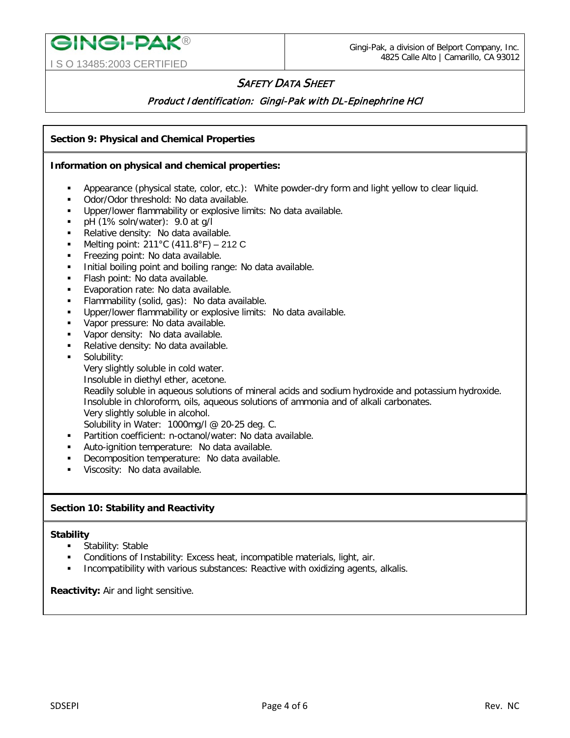## Section 9: Physical and Chemical Properties

**Information on physical and chemical properties:**

- Appearance (physical state, color, etc.): White powder-dry form and light yellow to clear liquid.
- Odor/Odor threshold: No data available.
- Upper/lower flammability or explosive limits: No data available.
- pH (1% soln/water): 9.0 at g/l
- Relative density: No data available.
- Melting point: 211°C (411.8°F) – 212 C
- Freezing point: No data available.
- Initial boiling point and boiling range: No data available.
- Flash point: No data available.
- Evaporation rate: No data available.
- Flammability (solid, gas): No data available.
- Upper/lower flammability or explosive limits: No data available.
- Vapor pressure: No data available.
- Vapor density: No data available.
- Relative density: No data available.
- Solubility:
  Very slightly soluble in cold water.
  Insoluble in diethyl ether, acetone.
  Readily soluble in aqueous solutions of mineral acids and sodium hydroxide and potassium hydroxide.
  Insoluble in chloroform, oils, aqueous solutions of ammonia and of alkali carbonates.
  Very slightly soluble in alcohol.
  Solubility in Water: 1000mg/l @ 20-25 deg. C.
- Partition coefficient: n-octanol/water: No data available.
- Auto-ignition temperature: No data available.
- Decomposition temperature: No data available.
- Viscosity: No data available.

## Section 10: Stability and Reactivity

**Stability**

- Stability: Stable
- Conditions of Instability: Excess heat, incompatible materials, light, air.
- Incompatibility with various substances: Reactive with oxidizing agents, alkalis.

**Reactivity:** Air and light sensitive.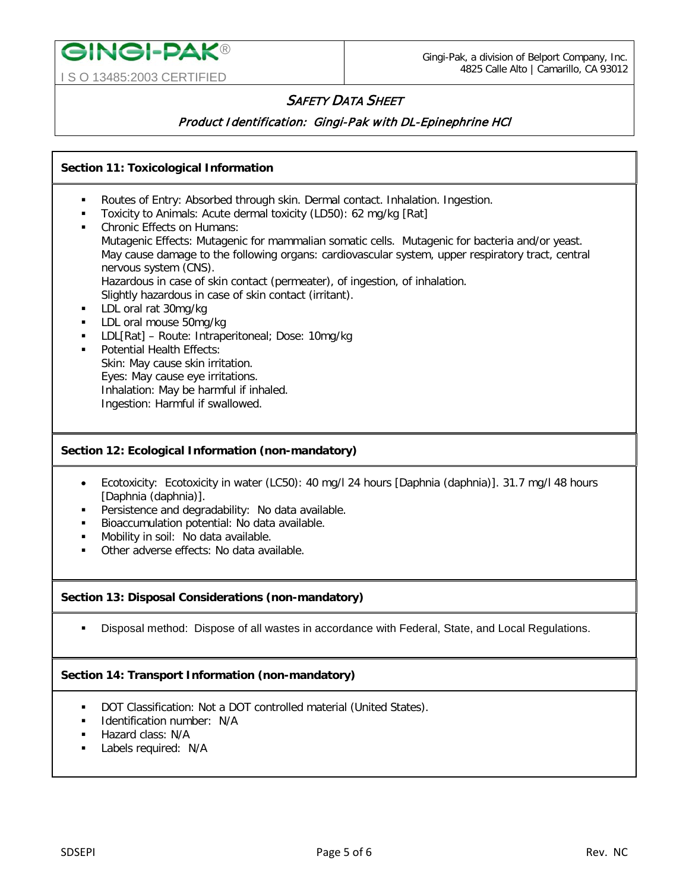# SAFETY DATA SHEET

## *Product Identification: Gingi-Pak with DL-Epinephrine HCl*

### Section 11: Toxicological Information

- Routes of Entry: Absorbed through skin. Dermal contact. Inhalation. Ingestion.
- Toxicity to Animals: Acute dermal toxicity (LD50): 62 mg/kg [Rat]
- Chronic Effects on Humans:
  Mutagenic Effects: Mutagenic for mammalian somatic cells. Mutagenic for bacteria and/or yeast.
  May cause damage to the following organs: cardiovascular system, upper respiratory tract, central nervous system (CNS).
  Hazardous in case of skin contact (permeater), of ingestion, of inhalation.
  Slightly hazardous in case of skin contact (irritant).
- LDL oral rat 30mg/kg
- LDL oral mouse 50mg/kg
- LDL[Rat] – Route: Intraperitoneal; Dose: 10mg/kg
- Potential Health Effects:
  Skin: May cause skin irritation.
  Eyes: May cause eye irritations.
  Inhalation: May be harmful if inhaled.
  Ingestion: Harmful if swallowed.

### Section 12: Ecological Information (non-mandatory)

- Ecotoxicity: Ecotoxicity in water (LC50): 40 mg/l 24 hours [Daphnia (daphnia)]. 31.7 mg/l 48 hours [Daphnia (daphnia)].
- Persistence and degradability: No data available.
- Bioaccumulation potential: No data available.
- Mobility in soil: No data available.
- Other adverse effects: No data available.

### Section 13: Disposal Considerations (non-mandatory)

- Disposal method: Dispose of all wastes in accordance with Federal, State, and Local Regulations.

### Section 14: Transport Information (non-mandatory)

- DOT Classification: Not a DOT controlled material (United States).
- Identification number: N/A
- Hazard class: N/A
- Labels required: N/A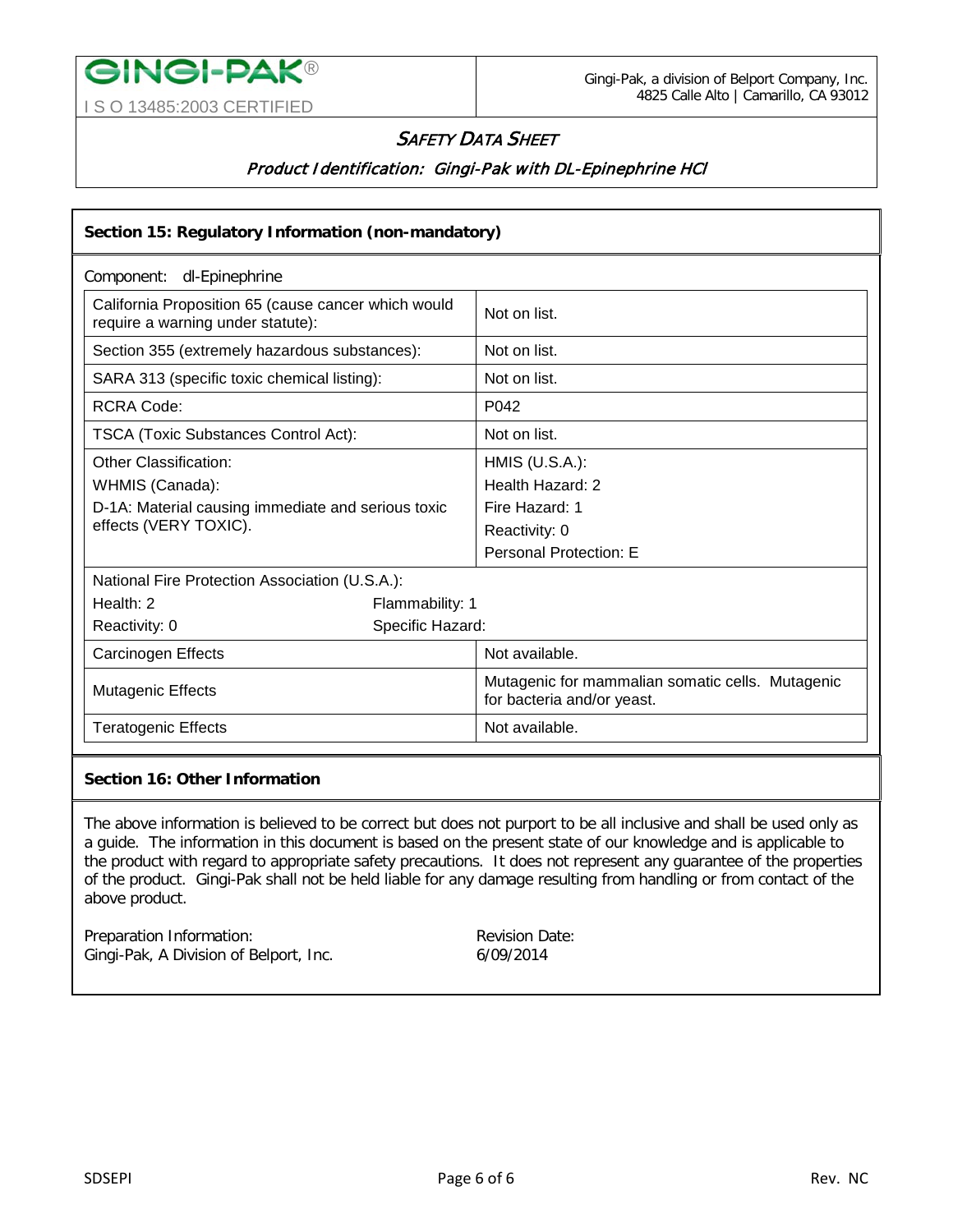## Section 15: Regulatory Information (non-mandatory)

Component: dl-Epinephrine

| | |
|---|---|
| California Proposition 65 (cause cancer which would require a warning under statute): | Not on list. |
| Section 355 (extremely hazardous substances): | Not on list. |
| SARA 313 (specific toxic chemical listing): | Not on list. |
| RCRA Code: | P042 |
| TSCA (Toxic Substances Control Act): | Not on list. |
| Other Classification:<br>WHMIS (Canada):<br>D-1A: Material causing immediate and serious toxic effects (VERY TOXIC). | HMIS (U.S.A.):<br>Health Hazard: 2<br>Fire Hazard: 1<br>Reactivity: 0<br>Personal Protection: E |
| National Fire Protection Association (U.S.A.):<br>Health: 2 Flammability: 1<br>Reactivity: 0 Specific Hazard: | |
| Carcinogen Effects | Not available. |
| Mutagenic Effects | Mutagenic for mammalian somatic cells. Mutagenic for bacteria and/or yeast. |
| Teratogenic Effects | Not available. |

## Section 16: Other Information

The above information is believed to be correct but does not purport to be all inclusive and shall be used only as a guide. The information in this document is based on the present state of our knowledge and is applicable to the product with regard to appropriate safety precautions. It does not represent any guarantee of the properties of the product. Gingi-Pak shall not be held liable for any damage resulting from handling or from contact of the above product.

Preparation Information:
Gingi-Pak, A Division of Belport, Inc.

Revision Date:
6/09/2014